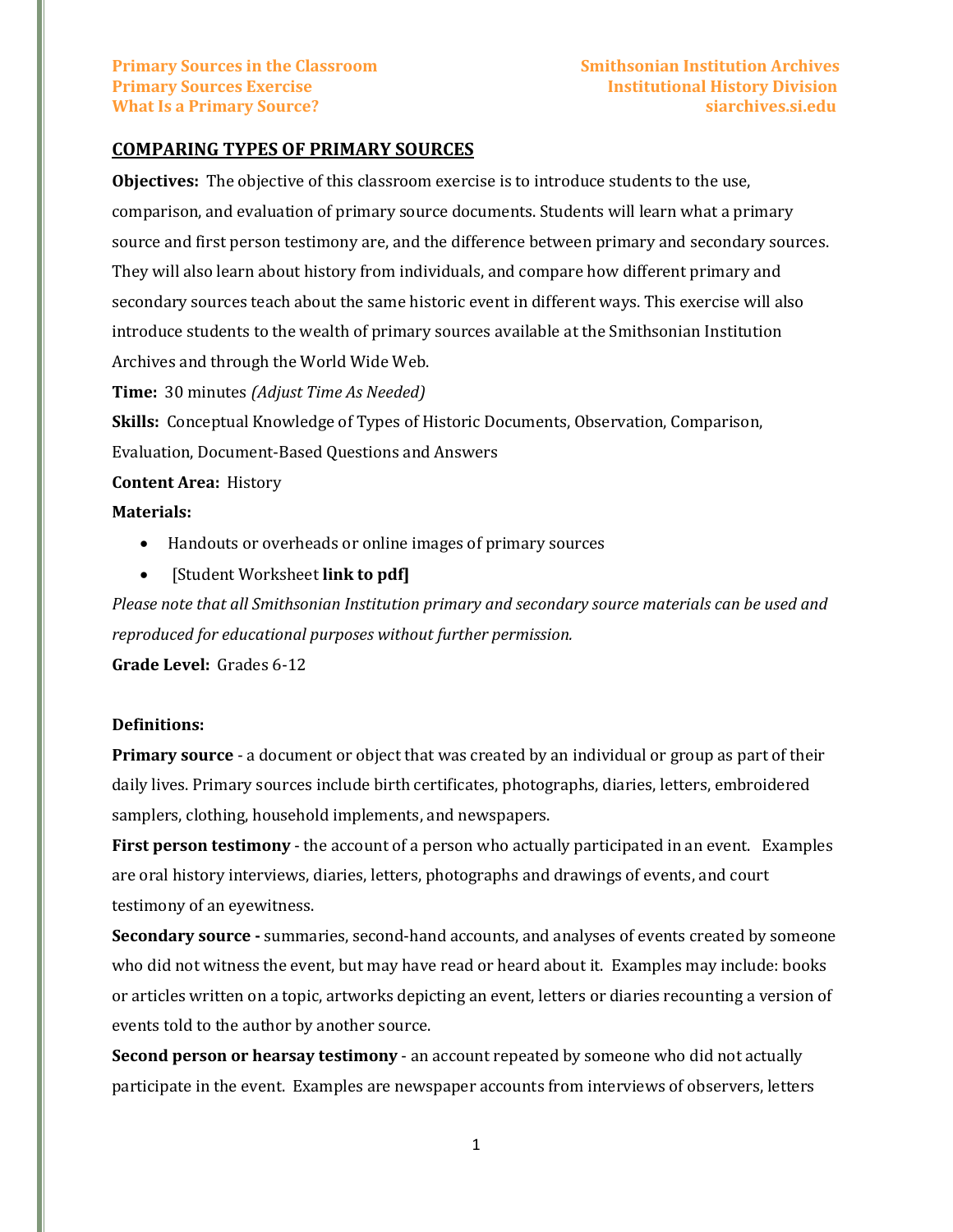## COMPARING TYPES OF PRIMARY SOURCES

**Objectives:** The objective of this classroom exercise is to introduce students to the use, comparison, and evaluation of primary source documents. Students will learn what a primary source and first person testimony are, and the difference between primary and secondary sources. They will also learn about history from individuals, and compare how different primary and secondary sources teach about the same historic event in different ways. This exercise will also introduce students to the wealth of primary sources available at the Smithsonian Institution Archives and through the World Wide Web.

**Time:** 30 minutes *(Adjust Time As Needed)*

**Skills:** Conceptual Knowledge of Types of Historic Documents, Observation, Comparison, Evaluation, Document-Based Questions and Answers

**Content Area:** History

**Materials:**

- Handouts or overheads or online images of primary sources
- [Student Worksheet **link to pdf]**

*Please note that all Smithsonian Institution primary and secondary source materials can be used and reproduced for educational purposes without further permission.*

**Grade Level:** Grades 6-12

**Definitions:**

**Primary source** - a document or object that was created by an individual or group as part of their daily lives. Primary sources include birth certificates, photographs, diaries, letters, embroidered samplers, clothing, household implements, and newspapers.

**First person testimony** - the account of a person who actually participated in an event. Examples are oral history interviews, diaries, letters, photographs and drawings of events, and court testimony of an eyewitness.

**Secondary source -** summaries, second-hand accounts, and analyses of events created by someone who did not witness the event, but may have read or heard about it. Examples may include: books or articles written on a topic, artworks depicting an event, letters or diaries recounting a version of events told to the author by another source.

**Second person or hearsay testimony** - an account repeated by someone who did not actually participate in the event. Examples are newspaper accounts from interviews of observers, letters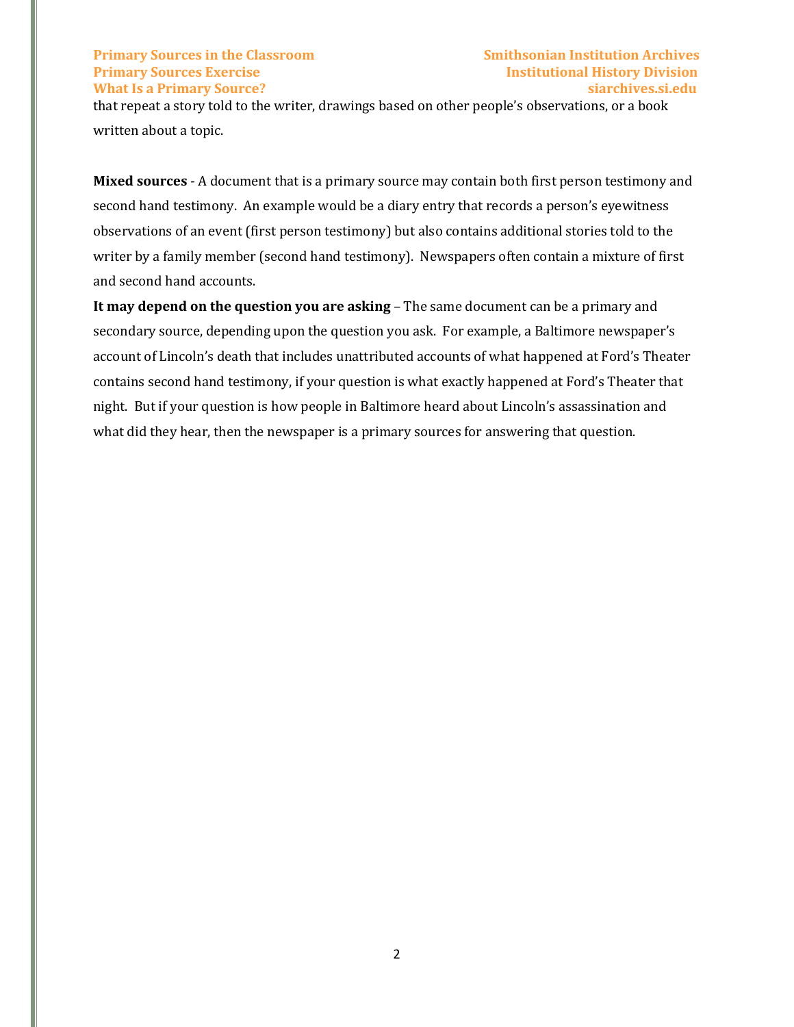that repeat a story told to the writer, drawings based on other people's observations, or a book written about a topic.

**Mixed sources** - A document that is a primary source may contain both first person testimony and second hand testimony. An example would be a diary entry that records a person's eyewitness observations of an event (first person testimony) but also contains additional stories told to the writer by a family member (second hand testimony). Newspapers often contain a mixture of first and second hand accounts.

**It may depend on the question you are asking** – The same document can be a primary and secondary source, depending upon the question you ask. For example, a Baltimore newspaper's account of Lincoln's death that includes unattributed accounts of what happened at Ford's Theater contains second hand testimony, if your question is what exactly happened at Ford's Theater that night. But if your question is how people in Baltimore heard about Lincoln's assassination and what did they hear, then the newspaper is a primary sources for answering that question.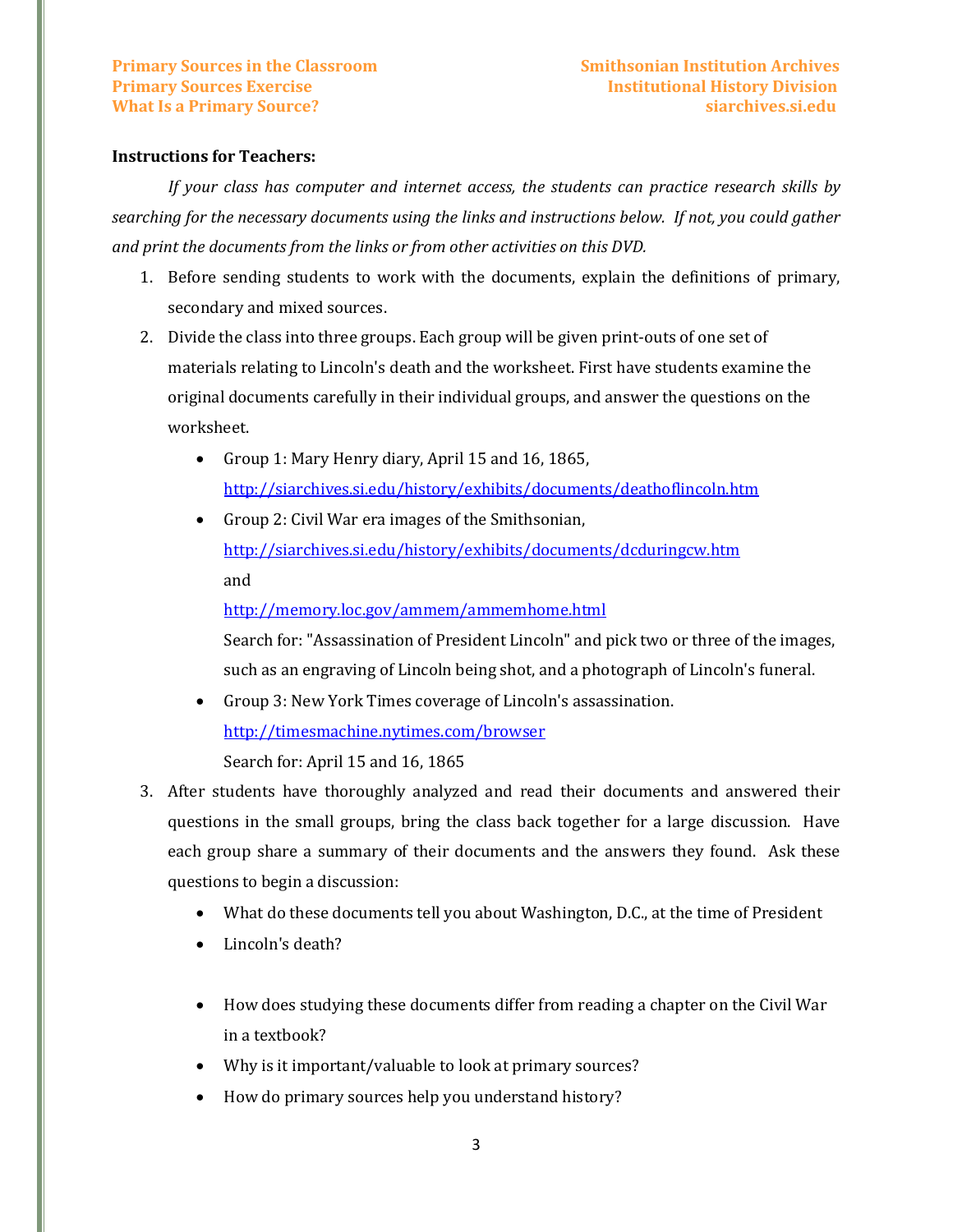**Instructions for Teachers:**

*If your class has computer and internet access, the students can practice research skills by searching for the necessary documents using the links and instructions below. If not, you could gather and print the documents from the links or from other activities on this DVD.*

1. Before sending students to work with the documents, explain the definitions of primary, secondary and mixed sources.
2. Divide the class into three groups. Each group will be given print-outs of one set of materials relating to Lincoln's death and the worksheet. First have students examine the original documents carefully in their individual groups, and answer the questions on the worksheet.
    - Group 1: Mary Henry diary, April 15 and 16, 1865, http://siarchives.si.edu/history/exhibits/documents/deathoflincoln.htm
    - Group 2: Civil War era images of the Smithsonian, http://siarchives.si.edu/history/exhibits/documents/dcduringcw.htm and http://memory.loc.gov/ammem/ammemhome.html
      Search for: "Assassination of President Lincoln" and pick two or three of the images, such as an engraving of Lincoln being shot, and a photograph of Lincoln's funeral.
    - Group 3: New York Times coverage of Lincoln's assassination. http://timesmachine.nytimes.com/browser
      Search for: April 15 and 16, 1865
3. After students have thoroughly analyzed and read their documents and answered their questions in the small groups, bring the class back together for a large discussion. Have each group share a summary of their documents and the answers they found. Ask these questions to begin a discussion:
    - What do these documents tell you about Washington, D.C., at the time of President
    - Lincoln's death?
    - How does studying these documents differ from reading a chapter on the Civil War in a textbook?
    - Why is it important/valuable to look at primary sources?
    - How do primary sources help you understand history?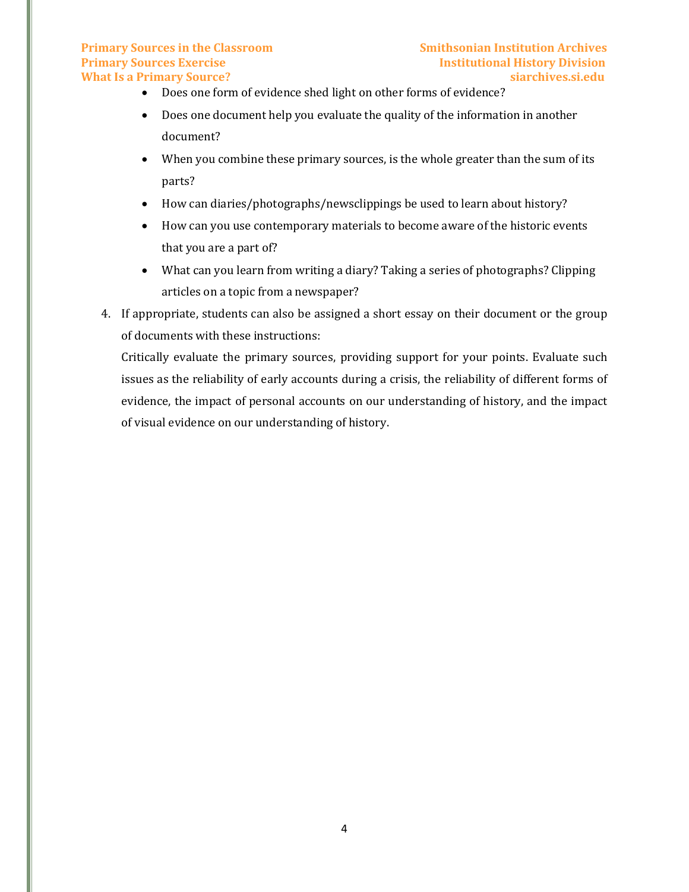- Does one form of evidence shed light on other forms of evidence?
- Does one document help you evaluate the quality of the information in another document?
- When you combine these primary sources, is the whole greater than the sum of its parts?
- How can diaries/photographs/newsclippings be used to learn about history?
- How can you use contemporary materials to become aware of the historic events that you are a part of?
- What can you learn from writing a diary? Taking a series of photographs? Clipping articles on a topic from a newspaper?

4. If appropriate, students can also be assigned a short essay on their document or the group of documents with these instructions:

   Critically evaluate the primary sources, providing support for your points. Evaluate such issues as the reliability of early accounts during a crisis, the reliability of different forms of evidence, the impact of personal accounts on our understanding of history, and the impact of visual evidence on our understanding of history.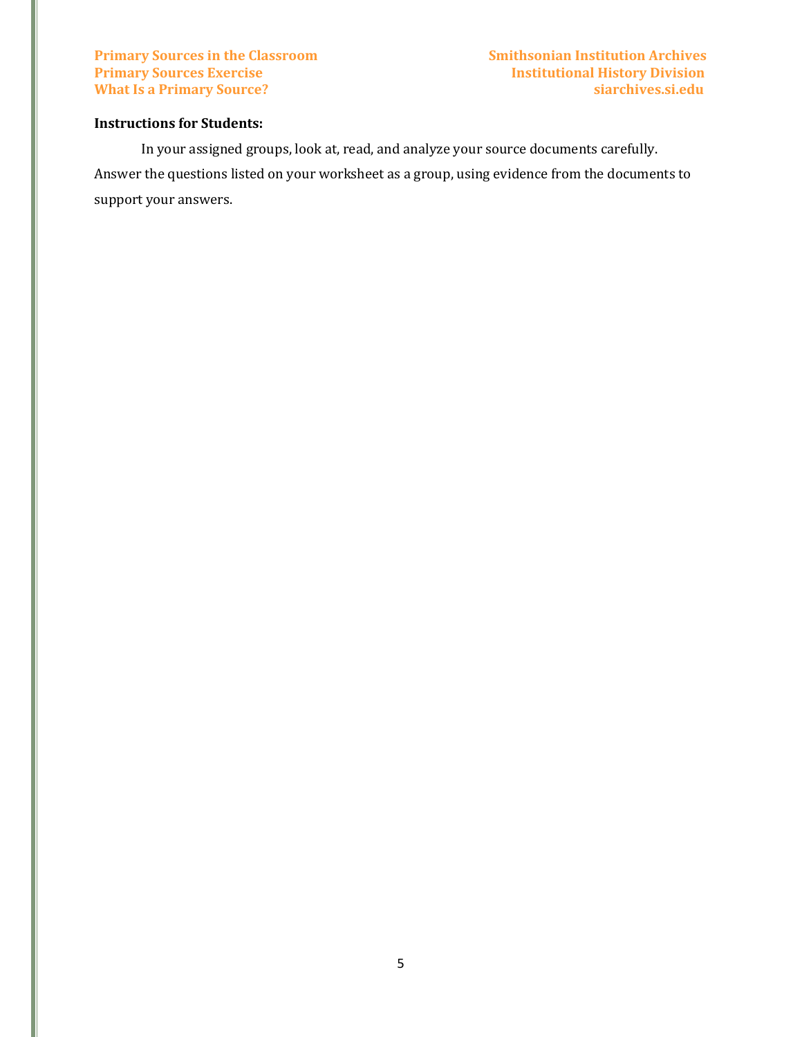**Instructions for Students:**

In your assigned groups, look at, read, and analyze your source documents carefully. Answer the questions listed on your worksheet as a group, using evidence from the documents to support your answers.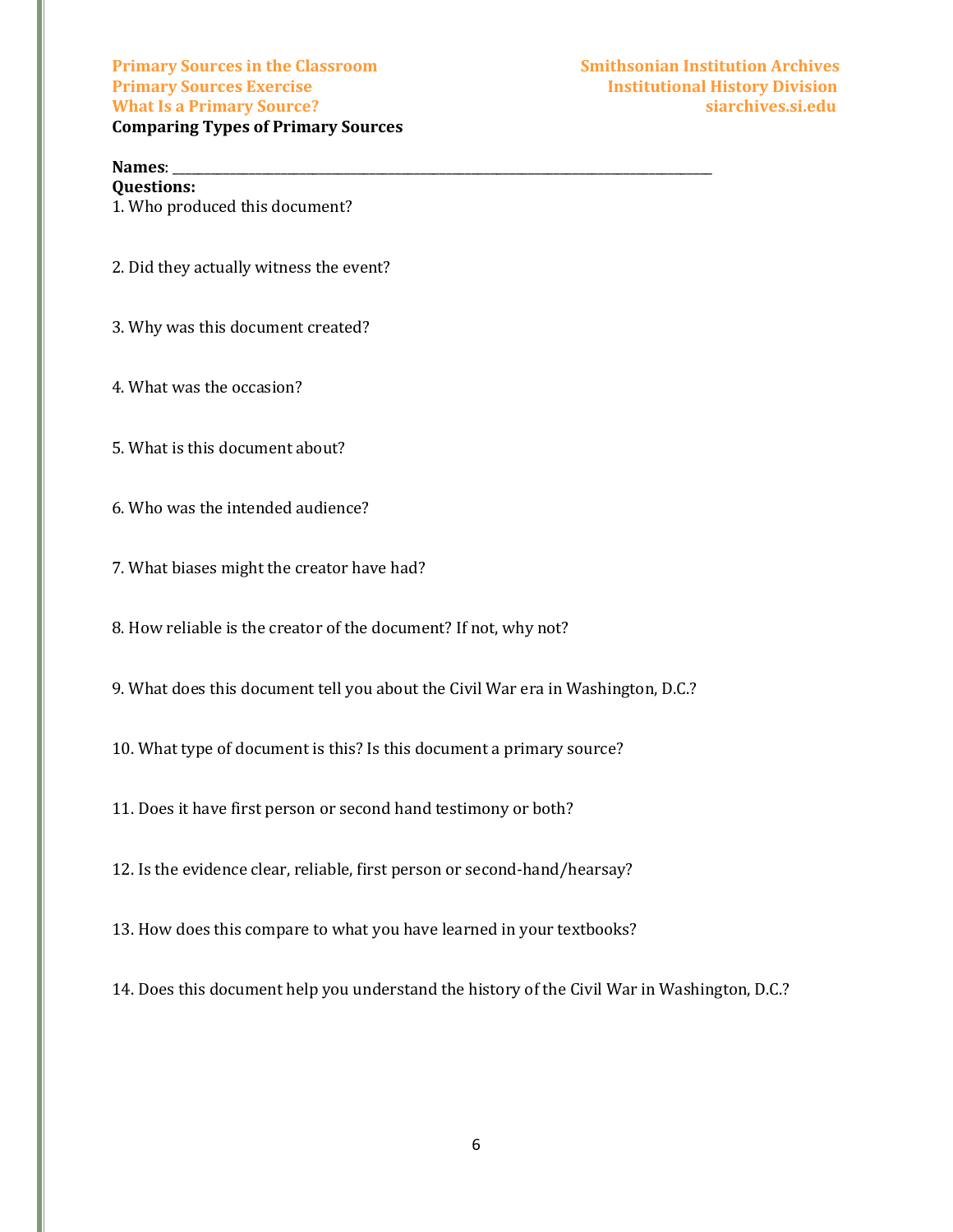Primary Sources in the Classroom
Primary Sources Exercise
What Is a Primary Source?

Smithsonian Institution Archives
Institutional History Division
siarchives.si.edu

**Comparing Types of Primary Sources**

**Names**: ______________________________________________________________________________

**Questions:**

1. Who produced this document?

2. Did they actually witness the event?

3. Why was this document created?

4. What was the occasion?

5. What is this document about?

6. Who was the intended audience?

7. What biases might the creator have had?

8. How reliable is the creator of the document? If not, why not?

9. What does this document tell you about the Civil War era in Washington, D.C.?

10. What type of document is this? Is this document a primary source?

11. Does it have first person or second hand testimony or both?

12. Is the evidence clear, reliable, first person or second-hand/hearsay?

13. How does this compare to what you have learned in your textbooks?

14. Does this document help you understand the history of the Civil War in Washington, D.C.?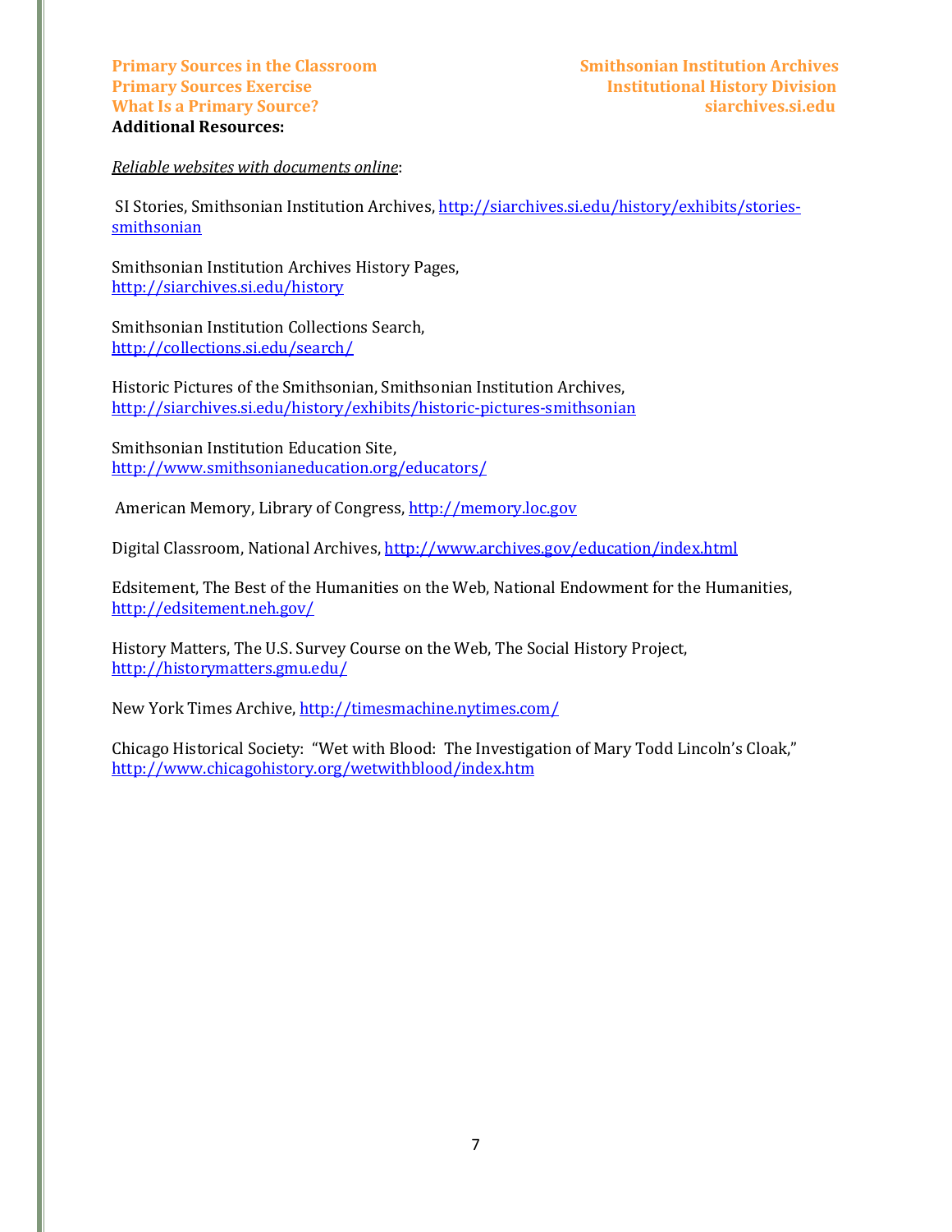**Additional Resources:**

*Reliable websites with documents online*:

SI Stories, Smithsonian Institution Archives, http://siarchives.si.edu/history/exhibits/stories-smithsonian

Smithsonian Institution Archives History Pages,
http://siarchives.si.edu/history

Smithsonian Institution Collections Search,
http://collections.si.edu/search/

Historic Pictures of the Smithsonian, Smithsonian Institution Archives,
http://siarchives.si.edu/history/exhibits/historic-pictures-smithsonian

Smithsonian Institution Education Site,
http://www.smithsonianeducation.org/educators/

American Memory, Library of Congress, http://memory.loc.gov

Digital Classroom, National Archives, http://www.archives.gov/education/index.html

Edsitement, The Best of the Humanities on the Web, National Endowment for the Humanities,
http://edsitement.neh.gov/

History Matters, The U.S. Survey Course on the Web, The Social History Project,
http://historymatters.gmu.edu/

New York Times Archive, http://timesmachine.nytimes.com/

Chicago Historical Society: "Wet with Blood: The Investigation of Mary Todd Lincoln's Cloak,"
http://www.chicagohistory.org/wetwithblood/index.htm